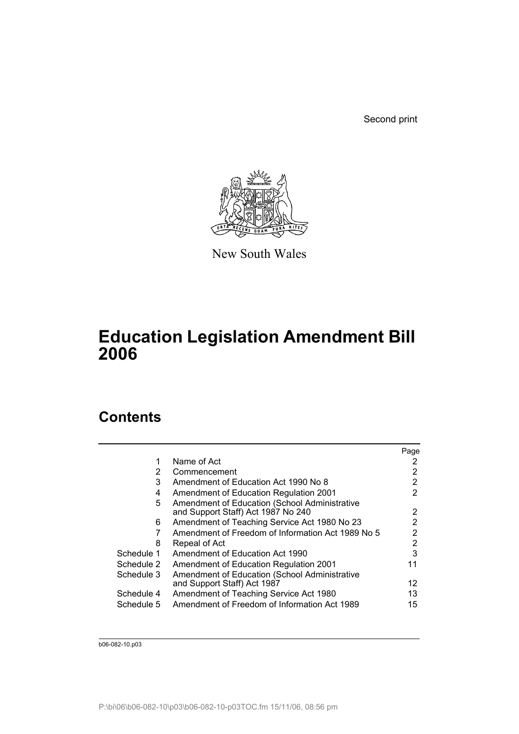Second print

New South Wales

# Education Legislation Amendment Bill 2006

## Contents

| | | Page |
|---|---|---|
| 1 | Name of Act | 2 |
| 2 | Commencement | 2 |
| 3 | Amendment of Education Act 1990 No 8 | 2 |
| 4 | Amendment of Education Regulation 2001 | 2 |
| 5 | Amendment of Education (School Administrative and Support Staff) Act 1987 No 240 | 2 |
| 6 | Amendment of Teaching Service Act 1980 No 23 | 2 |
| 7 | Amendment of Freedom of Information Act 1989 No 5 | 2 |
| 8 | Repeal of Act | 2 |
| Schedule 1 | Amendment of Education Act 1990 | 3 |
| Schedule 2 | Amendment of Education Regulation 2001 | 11 |
| Schedule 3 | Amendment of Education (School Administrative and Support Staff) Act 1987 | 12 |
| Schedule 4 | Amendment of Teaching Service Act 1980 | 13 |
| Schedule 5 | Amendment of Freedom of Information Act 1989 | 15 |

b06-082-10.p03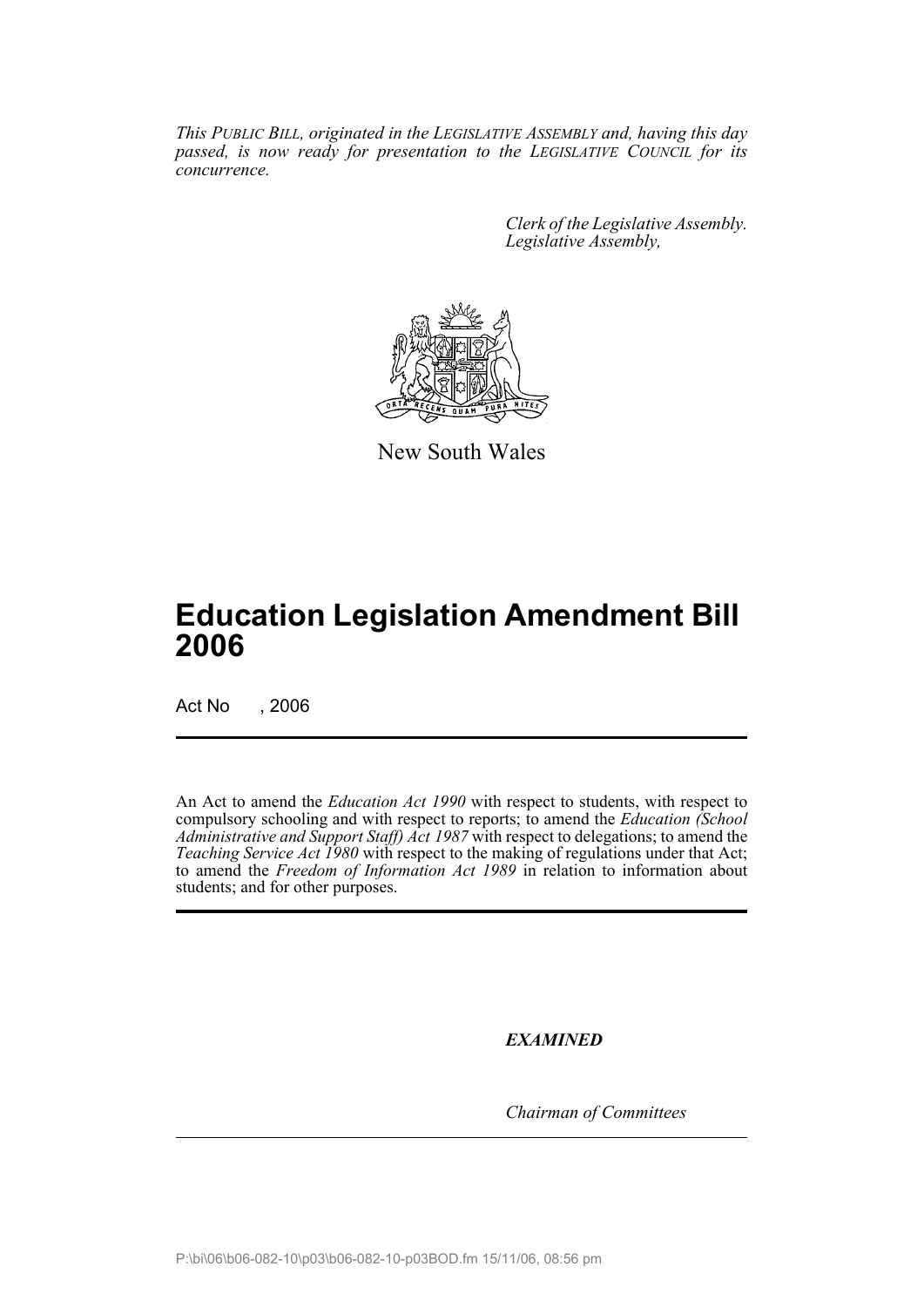*This PUBLIC BILL, originated in the LEGISLATIVE ASSEMBLY and, having this day passed, is now ready for presentation to the LEGISLATIVE COUNCIL for its concurrence.*

*Clerk of the Legislative Assembly.*
*Legislative Assembly,*

New South Wales

# Education Legislation Amendment Bill 2006

Act No , 2006

An Act to amend the *Education Act 1990* with respect to students, with respect to compulsory schooling and with respect to reports; to amend the *Education (School Administrative and Support Staff) Act 1987* with respect to delegations; to amend the *Teaching Service Act 1980* with respect to the making of regulations under that Act; to amend the *Freedom of Information Act 1989* in relation to information about students; and for other purposes.

***EXAMINED***

*Chairman of Committees*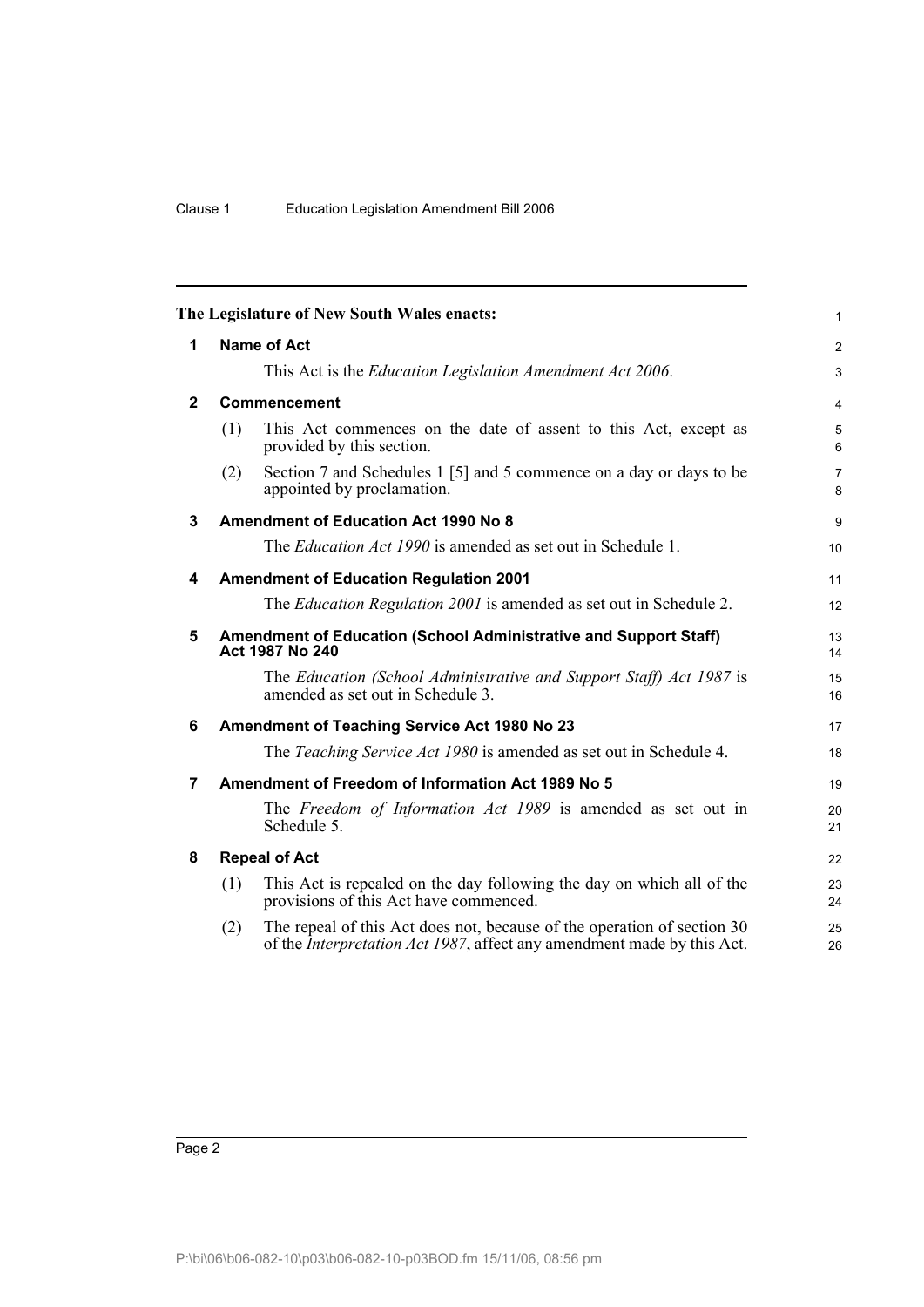The Legislature of New South Wales enacts:

## 1 Name of Act

This Act is the *Education Legislation Amendment Act 2006*.

## 2 Commencement

(1) This Act commences on the date of assent to this Act, except as provided by this section.

(2) Section 7 and Schedules 1 [5] and 5 commence on a day or days to be appointed by proclamation.

## 3 Amendment of Education Act 1990 No 8

The *Education Act 1990* is amended as set out in Schedule 1.

## 4 Amendment of Education Regulation 2001

The *Education Regulation 2001* is amended as set out in Schedule 2.

## 5 Amendment of Education (School Administrative and Support Staff) Act 1987 No 240

The *Education (School Administrative and Support Staff) Act 1987* is amended as set out in Schedule 3.

## 6 Amendment of Teaching Service Act 1980 No 23

The *Teaching Service Act 1980* is amended as set out in Schedule 4.

## 7 Amendment of Freedom of Information Act 1989 No 5

The *Freedom of Information Act 1989* is amended as set out in Schedule 5.

## 8 Repeal of Act

(1) This Act is repealed on the day following the day on which all of the provisions of this Act have commenced.

(2) The repeal of this Act does not, because of the operation of section 30 of the *Interpretation Act 1987*, affect any amendment made by this Act.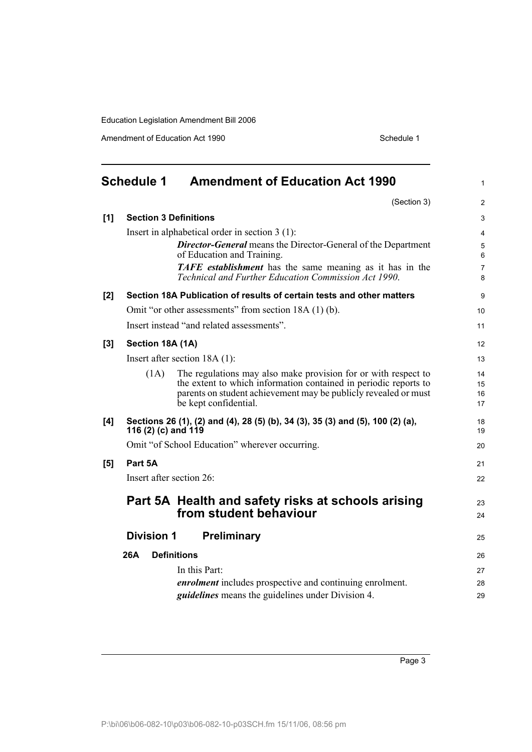# Schedule 1 Amendment of Education Act 1990

(Section 3)

**[1] Section 3 Definitions**

Insert in alphabetical order in section 3 (1):

> ***Director-General*** means the Director-General of the Department of Education and Training.
>
> ***TAFE establishment*** has the same meaning as it has in the *Technical and Further Education Commission Act 1990*.

**[2] Section 18A Publication of results of certain tests and other matters**

Omit "or other assessments" from section 18A (1) (b).

Insert instead "and related assessments".

**[3] Section 18A (1A)**

Insert after section 18A (1):

> (1A) The regulations may also make provision for or with respect to the extent to which information contained in periodic reports to parents on student achievement may be publicly revealed or must be kept confidential.

**[4] Sections 26 (1), (2) and (4), 28 (5) (b), 34 (3), 35 (3) and (5), 100 (2) (a), 116 (2) (c) and 119**

Omit "of School Education" wherever occurring.

**[5] Part 5A**

Insert after section 26:

## Part 5A Health and safety risks at schools arising from student behaviour

### Division 1 Preliminary

**26A Definitions**

In this Part:

***enrolment*** includes prospective and continuing enrolment.

***guidelines*** means the guidelines under Division 4.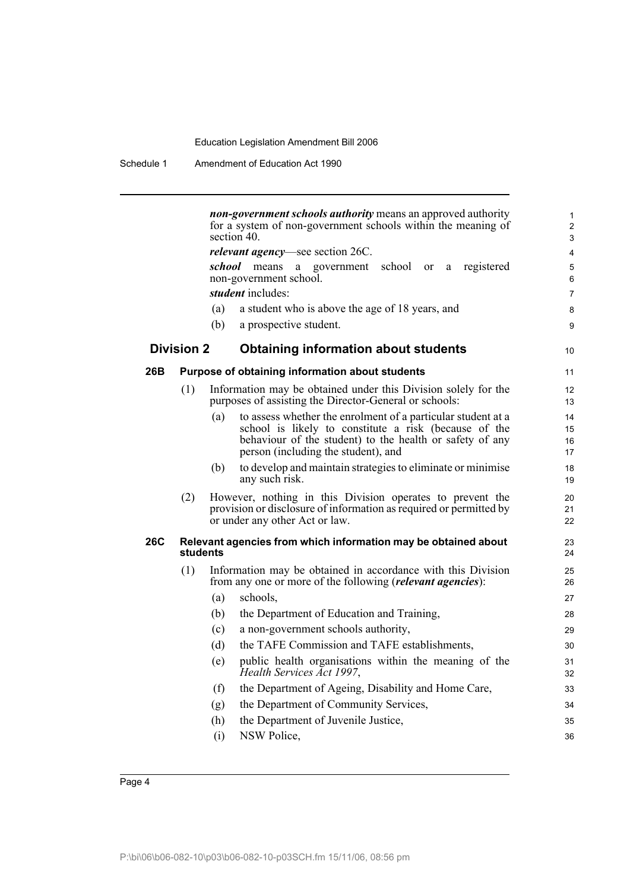***non-government schools authority*** means an approved authority for a system of non-government schools within the meaning of section 40.

***relevant agency***—see section 26C.

***school*** means a government school or a registered non-government school.

***student*** includes:

(a) a student who is above the age of 18 years, and

(b) a prospective student.

## Division 2 Obtaining information about students

### 26B Purpose of obtaining information about students

(1) Information may be obtained under this Division solely for the purposes of assisting the Director-General or schools:

(a) to assess whether the enrolment of a particular student at a school is likely to constitute a risk (because of the behaviour of the student) to the health or safety of any person (including the student), and

(b) to develop and maintain strategies to eliminate or minimise any such risk.

(2) However, nothing in this Division operates to prevent the provision or disclosure of information as required or permitted by or under any other Act or law.

### 26C Relevant agencies from which information may be obtained about students

(1) Information may be obtained in accordance with this Division from any one or more of the following (***relevant agencies***):

(a) schools,

(b) the Department of Education and Training,

(c) a non-government schools authority,

(d) the TAFE Commission and TAFE establishments,

(e) public health organisations within the meaning of the *Health Services Act 1997*,

(f) the Department of Ageing, Disability and Home Care,

(g) the Department of Community Services,

(h) the Department of Juvenile Justice,

(i) NSW Police,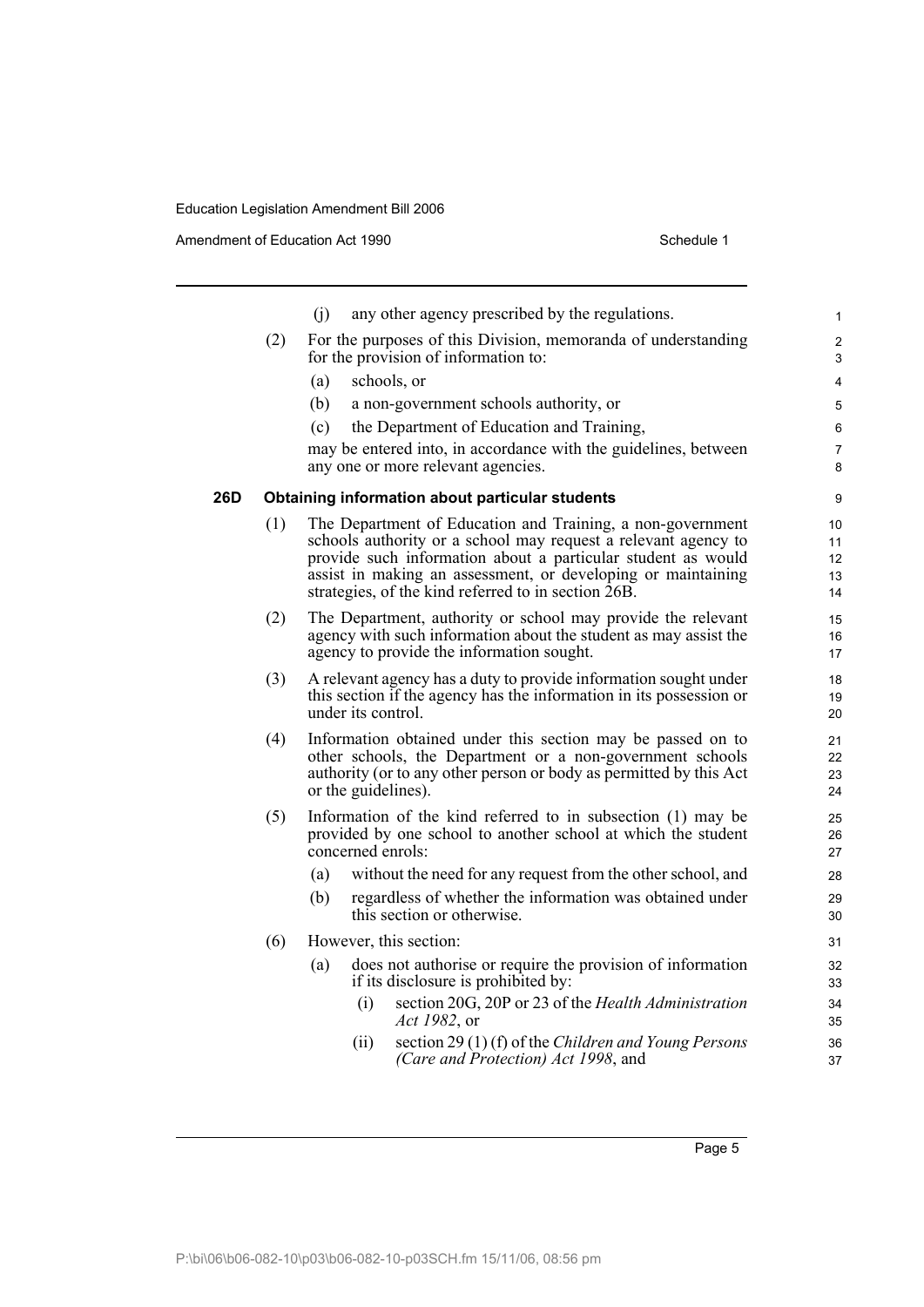(j) any other agency prescribed by the regulations.

(2) For the purposes of this Division, memoranda of understanding for the provision of information to:

(a) schools, or

(b) a non-government schools authority, or

(c) the Department of Education and Training,

may be entered into, in accordance with the guidelines, between any one or more relevant agencies.

**26D Obtaining information about particular students**

(1) The Department of Education and Training, a non-government schools authority or a school may request a relevant agency to provide such information about a particular student as would assist in making an assessment, or developing or maintaining strategies, of the kind referred to in section 26B.

(2) The Department, authority or school may provide the relevant agency with such information about the student as may assist the agency to provide the information sought.

(3) A relevant agency has a duty to provide information sought under this section if the agency has the information in its possession or under its control.

(4) Information obtained under this section may be passed on to other schools, the Department or a non-government schools authority (or to any other person or body as permitted by this Act or the guidelines).

(5) Information of the kind referred to in subsection (1) may be provided by one school to another school at which the student concerned enrols:

(a) without the need for any request from the other school, and

(b) regardless of whether the information was obtained under this section or otherwise.

(6) However, this section:

(a) does not authorise or require the provision of information if its disclosure is prohibited by:

(i) section 20G, 20P or 23 of the *Health Administration Act 1982*, or

(ii) section 29 (1) (f) of the *Children and Young Persons (Care and Protection) Act 1998*, and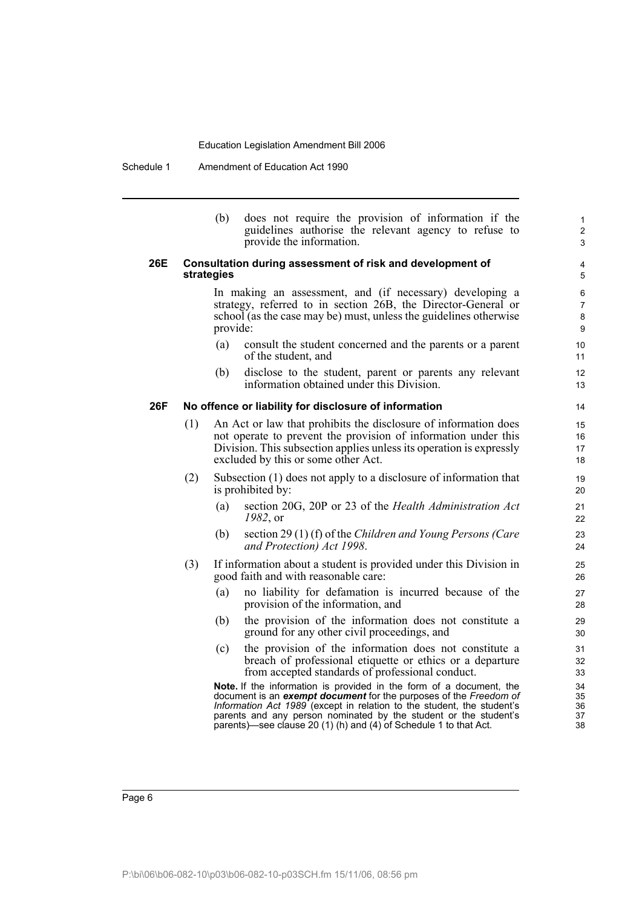(b) does not require the provision of information if the guidelines authorise the relevant agency to refuse to provide the information.

**26E Consultation during assessment of risk and development of strategies**

In making an assessment, and (if necessary) developing a strategy, referred to in section 26B, the Director-General or school (as the case may be) must, unless the guidelines otherwise provide:

(a) consult the student concerned and the parents or a parent of the student, and

(b) disclose to the student, parent or parents any relevant information obtained under this Division.

**26F No offence or liability for disclosure of information**

(1) An Act or law that prohibits the disclosure of information does not operate to prevent the provision of information under this Division. This subsection applies unless its operation is expressly excluded by this or some other Act.

(2) Subsection (1) does not apply to a disclosure of information that is prohibited by:

(a) section 20G, 20P or 23 of the *Health Administration Act 1982*, or

(b) section 29 (1) (f) of the *Children and Young Persons (Care and Protection) Act 1998*.

(3) If information about a student is provided under this Division in good faith and with reasonable care:

(a) no liability for defamation is incurred because of the provision of the information, and

(b) the provision of the information does not constitute a ground for any other civil proceedings, and

(c) the provision of the information does not constitute a breach of professional etiquette or ethics or a departure from accepted standards of professional conduct.

**Note.** If the information is provided in the form of a document, the document is an ***exempt document*** for the purposes of the *Freedom of Information Act 1989* (except in relation to the student, the student's parents and any person nominated by the student or the student's parents)—see clause 20 (1) (h) and (4) of Schedule 1 to that Act.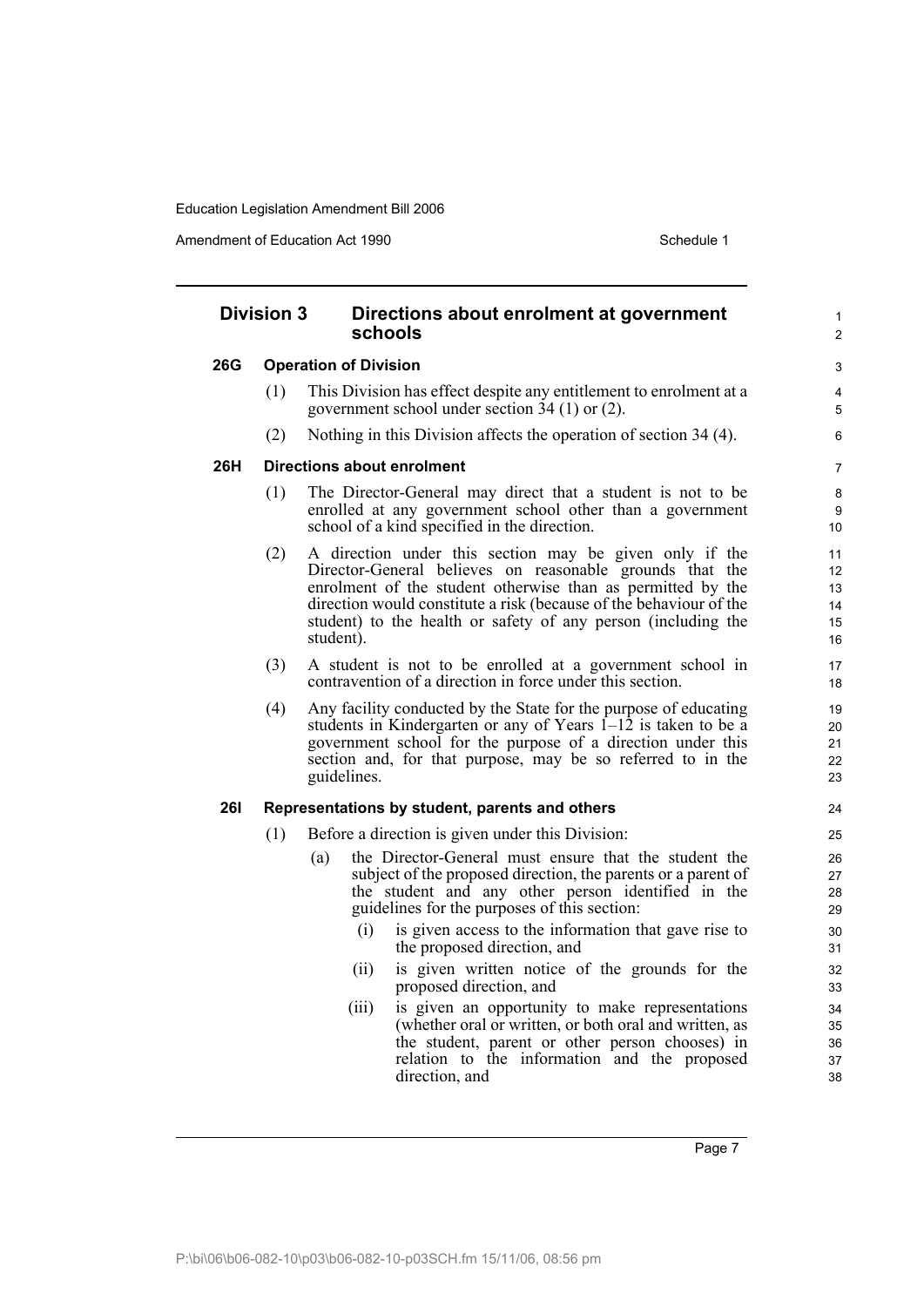## Division 3 Directions about enrolment at government schools

### 26G Operation of Division

(1) This Division has effect despite any entitlement to enrolment at a government school under section 34 (1) or (2).

(2) Nothing in this Division affects the operation of section 34 (4).

### 26H Directions about enrolment

(1) The Director-General may direct that a student is not to be enrolled at any government school other than a government school of a kind specified in the direction.

(2) A direction under this section may be given only if the Director-General believes on reasonable grounds that the enrolment of the student otherwise than as permitted by the direction would constitute a risk (because of the behaviour of the student) to the health or safety of any person (including the student).

(3) A student is not to be enrolled at a government school in contravention of a direction in force under this section.

(4) Any facility conducted by the State for the purpose of educating students in Kindergarten or any of Years 1–12 is taken to be a government school for the purpose of a direction under this section and, for that purpose, may be so referred to in the guidelines.

### 26I Representations by student, parents and others

(1) Before a direction is given under this Division:

- (a) the Director-General must ensure that the student the subject of the proposed direction, the parents or a parent of the student and any other person identified in the guidelines for the purposes of this section:
  - (i) is given access to the information that gave rise to the proposed direction, and
  - (ii) is given written notice of the grounds for the proposed direction, and
  - (iii) is given an opportunity to make representations (whether oral or written, or both oral and written, as the student, parent or other person chooses) in relation to the information and the proposed direction, and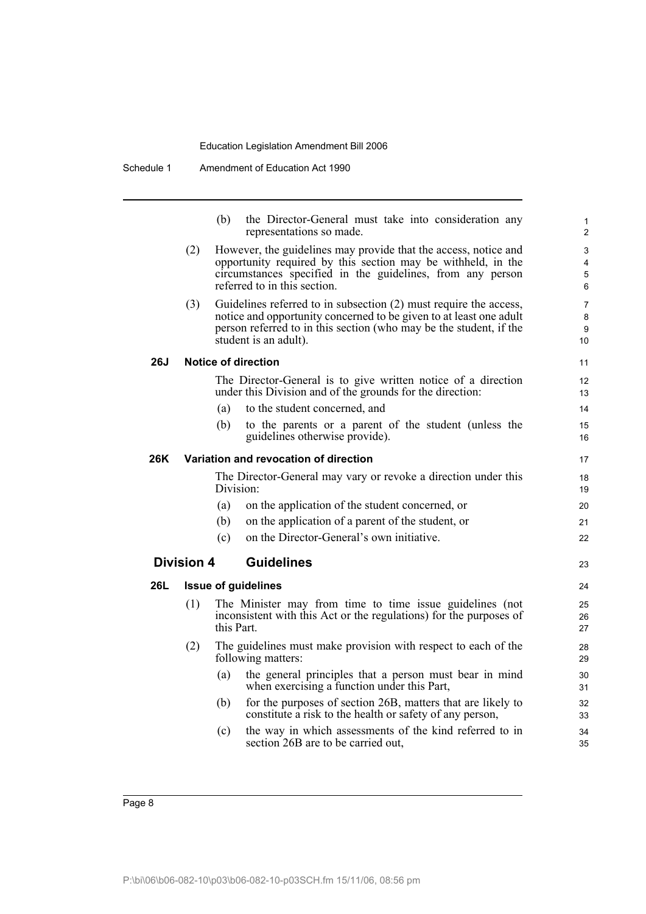(b) the Director-General must take into consideration any representations so made.

(2) However, the guidelines may provide that the access, notice and opportunity required by this section may be withheld, in the circumstances specified in the guidelines, from any person referred to in this section.

(3) Guidelines referred to in subsection (2) must require the access, notice and opportunity concerned to be given to at least one adult person referred to in this section (who may be the student, if the student is an adult).

#### 26J Notice of direction

The Director-General is to give written notice of a direction under this Division and of the grounds for the direction:

(a) to the student concerned, and

(b) to the parents or a parent of the student (unless the guidelines otherwise provide).

#### 26K Variation and revocation of direction

The Director-General may vary or revoke a direction under this Division:

(a) on the application of the student concerned, or

(b) on the application of a parent of the student, or

(c) on the Director-General's own initiative.

### Division 4 Guidelines

#### 26L Issue of guidelines

(1) The Minister may from time to time issue guidelines (not inconsistent with this Act or the regulations) for the purposes of this Part.

(2) The guidelines must make provision with respect to each of the following matters:

(a) the general principles that a person must bear in mind when exercising a function under this Part,

(b) for the purposes of section 26B, matters that are likely to constitute a risk to the health or safety of any person,

(c) the way in which assessments of the kind referred to in section 26B are to be carried out,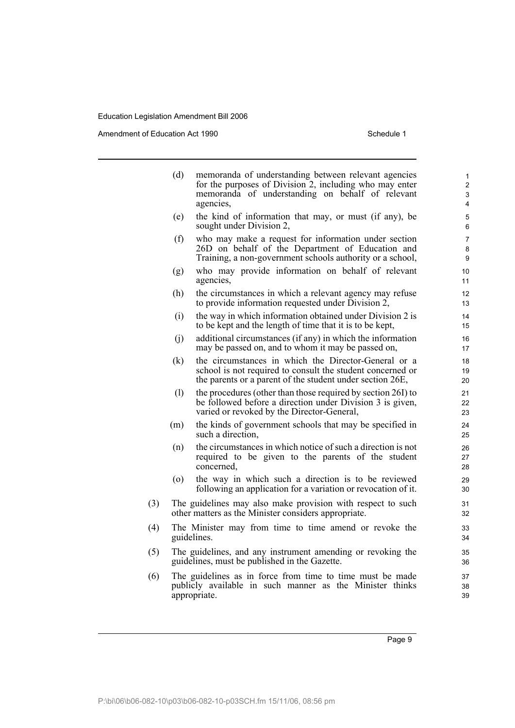(d) memoranda of understanding between relevant agencies for the purposes of Division 2, including who may enter memoranda of understanding on behalf of relevant agencies,

(e) the kind of information that may, or must (if any), be sought under Division 2,

(f) who may make a request for information under section 26D on behalf of the Department of Education and Training, a non-government schools authority or a school,

(g) who may provide information on behalf of relevant agencies,

(h) the circumstances in which a relevant agency may refuse to provide information requested under Division 2,

(i) the way in which information obtained under Division 2 is to be kept and the length of time that it is to be kept,

(j) additional circumstances (if any) in which the information may be passed on, and to whom it may be passed on,

(k) the circumstances in which the Director-General or a school is not required to consult the student concerned or the parents or a parent of the student under section 26E,

(l) the procedures (other than those required by section 26I) to be followed before a direction under Division 3 is given, varied or revoked by the Director-General,

(m) the kinds of government schools that may be specified in such a direction,

(n) the circumstances in which notice of such a direction is not required to be given to the parents of the student concerned,

(o) the way in which such a direction is to be reviewed following an application for a variation or revocation of it.

(3) The guidelines may also make provision with respect to such other matters as the Minister considers appropriate.

(4) The Minister may from time to time amend or revoke the guidelines.

(5) The guidelines, and any instrument amending or revoking the guidelines, must be published in the Gazette.

(6) The guidelines as in force from time to time must be made publicly available in such manner as the Minister thinks appropriate.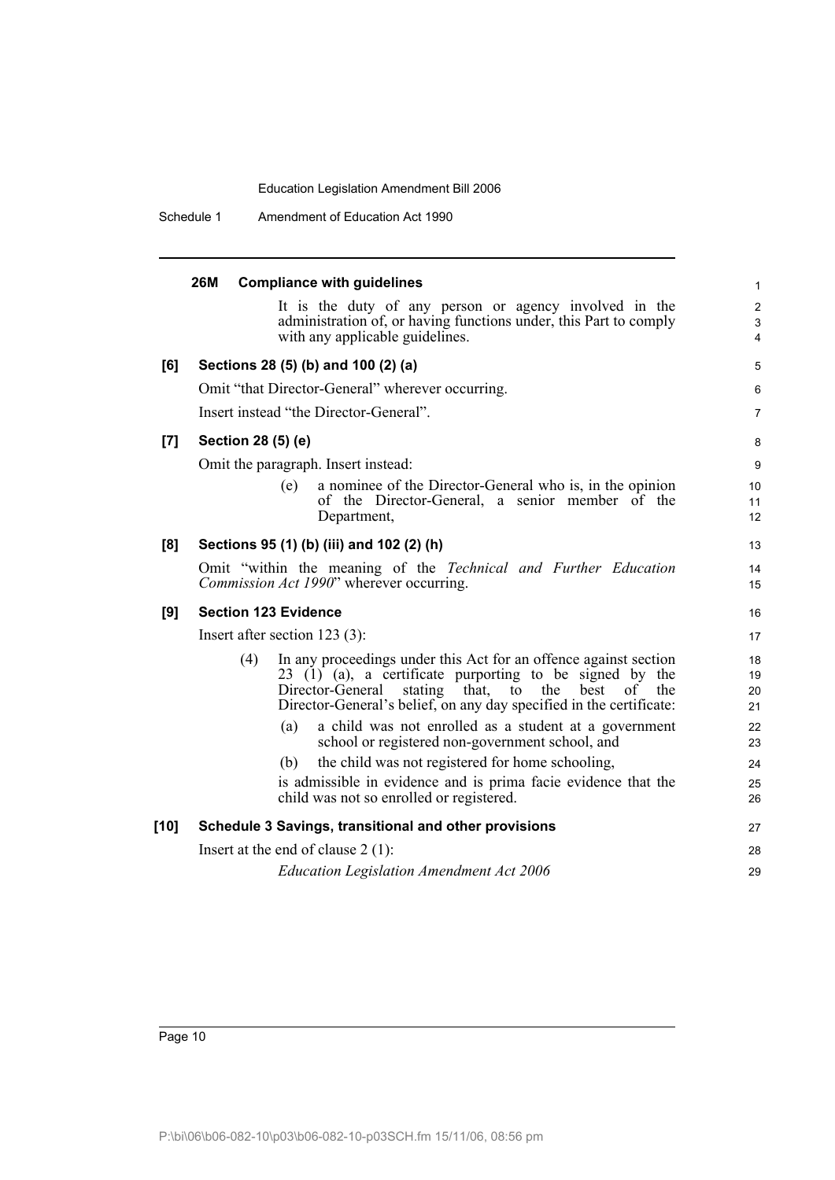**26M Compliance with guidelines**

It is the duty of any person or agency involved in the administration of, or having functions under, this Part to comply with any applicable guidelines.

**[6] Sections 28 (5) (b) and 100 (2) (a)**

Omit "that Director-General" wherever occurring.

Insert instead "the Director-General".

**[7] Section 28 (5) (e)**

Omit the paragraph. Insert instead:

(e) a nominee of the Director-General who is, in the opinion of the Director-General, a senior member of the Department,

**[8] Sections 95 (1) (b) (iii) and 102 (2) (h)**

Omit "within the meaning of the *Technical and Further Education Commission Act 1990*" wherever occurring.

**[9] Section 123 Evidence**

Insert after section 123 (3):

(4) In any proceedings under this Act for an offence against section 23 (1) (a), a certificate purporting to be signed by the Director-General stating that, to the best of the Director-General's belief, on any day specified in the certificate:

(a) a child was not enrolled as a student at a government school or registered non-government school, and

(b) the child was not registered for home schooling,

is admissible in evidence and is prima facie evidence that the child was not so enrolled or registered.

**[10] Schedule 3 Savings, transitional and other provisions**

Insert at the end of clause 2 (1):

*Education Legislation Amendment Act 2006*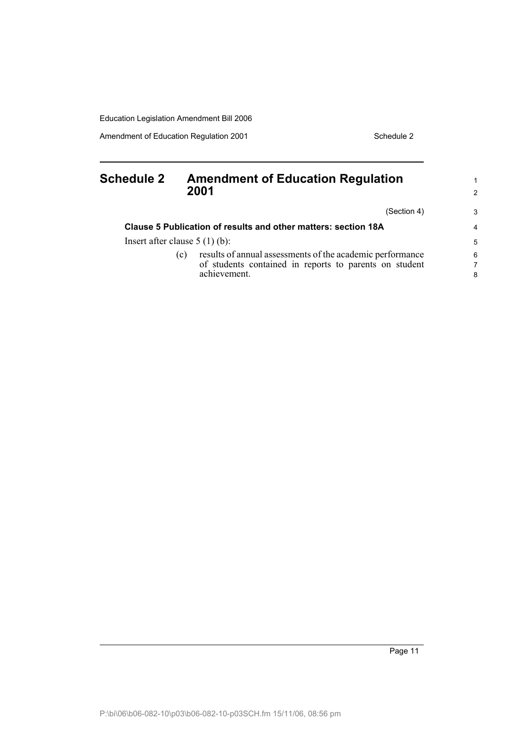# Schedule 2 Amendment of Education Regulation 2001

(Section 4)

**Clause 5 Publication of results and other matters: section 18A**

Insert after clause 5 (1) (b):

(c) results of annual assessments of the academic performance of students contained in reports to parents on student achievement.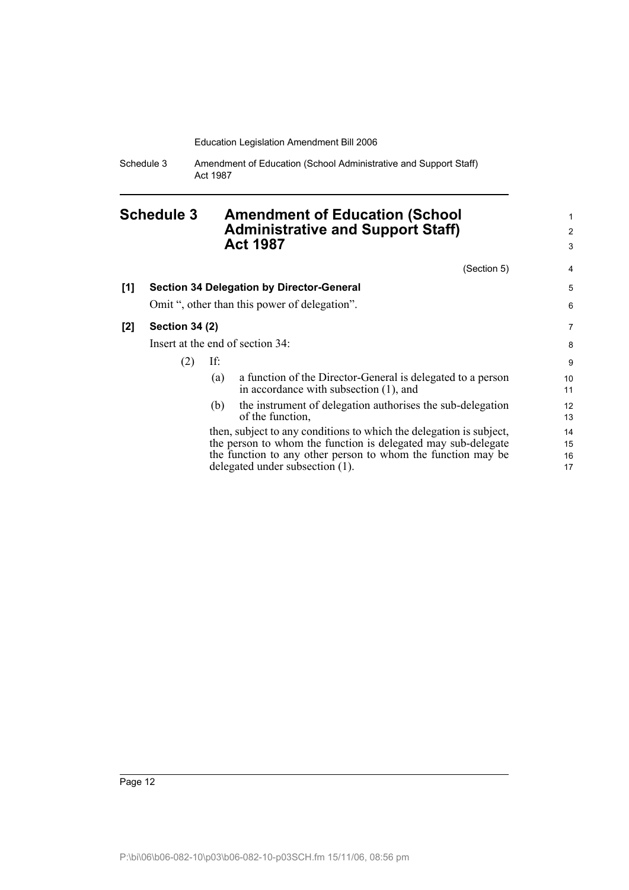# Schedule 3 Amendment of Education (School Administrative and Support Staff) Act 1987

(Section 5)

**[1] Section 34 Delegation by Director-General**

Omit ", other than this power of delegation".

**[2] Section 34 (2)**

Insert at the end of section 34:

(2) If:

- (a) a function of the Director-General is delegated to a person in accordance with subsection (1), and
- (b) the instrument of delegation authorises the sub-delegation of the function,

then, subject to any conditions to which the delegation is subject, the person to whom the function is delegated may sub-delegate the function to any other person to whom the function may be delegated under subsection (1).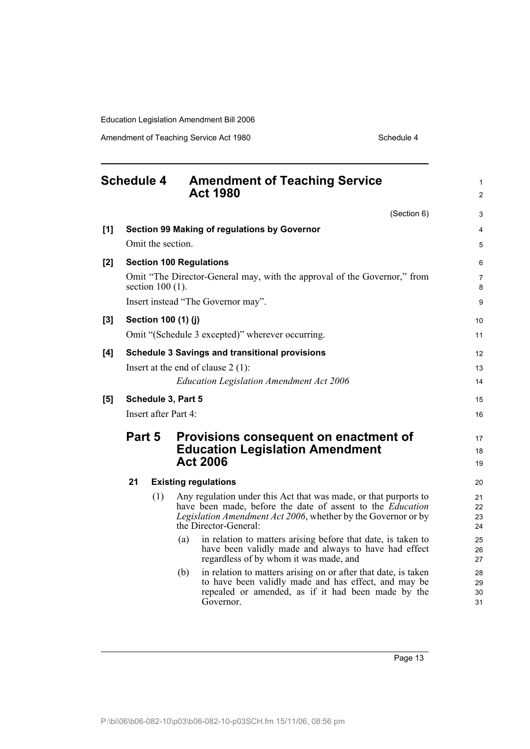## Schedule 4 Amendment of Teaching Service Act 1980

(Section 6)

**[1] Section 99 Making of regulations by Governor**

Omit the section.

**[2] Section 100 Regulations**

Omit "The Director-General may, with the approval of the Governor," from section 100 (1).

Insert instead "The Governor may".

**[3] Section 100 (1) (j)**

Omit "(Schedule 3 excepted)" wherever occurring.

**[4] Schedule 3 Savings and transitional provisions**

Insert at the end of clause 2 (1):

*Education Legislation Amendment Act 2006*

**[5] Schedule 3, Part 5**

Insert after Part 4:

### Part 5 Provisions consequent on enactment of Education Legislation Amendment Act 2006

**21 Existing regulations**

(1) Any regulation under this Act that was made, or that purports to have been made, before the date of assent to the *Education Legislation Amendment Act 2006*, whether by the Governor or by the Director-General:

(a) in relation to matters arising before that date, is taken to have been validly made and always to have had effect regardless of by whom it was made, and

(b) in relation to matters arising on or after that date, is taken to have been validly made and has effect, and may be repealed or amended, as if it had been made by the Governor.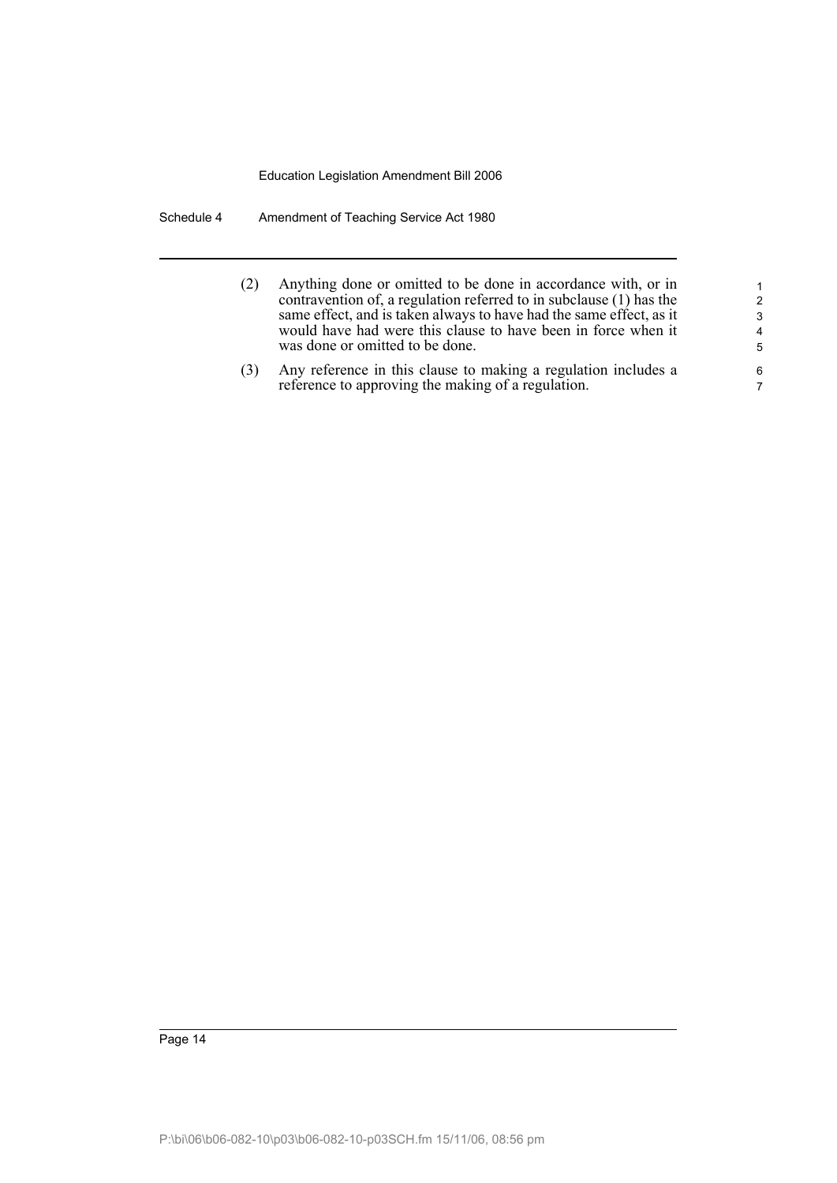(2) Anything done or omitted to be done in accordance with, or in contravention of, a regulation referred to in subclause (1) has the same effect, and is taken always to have had the same effect, as it would have had were this clause to have been in force when it was done or omitted to be done.

(3) Any reference in this clause to making a regulation includes a reference to approving the making of a regulation.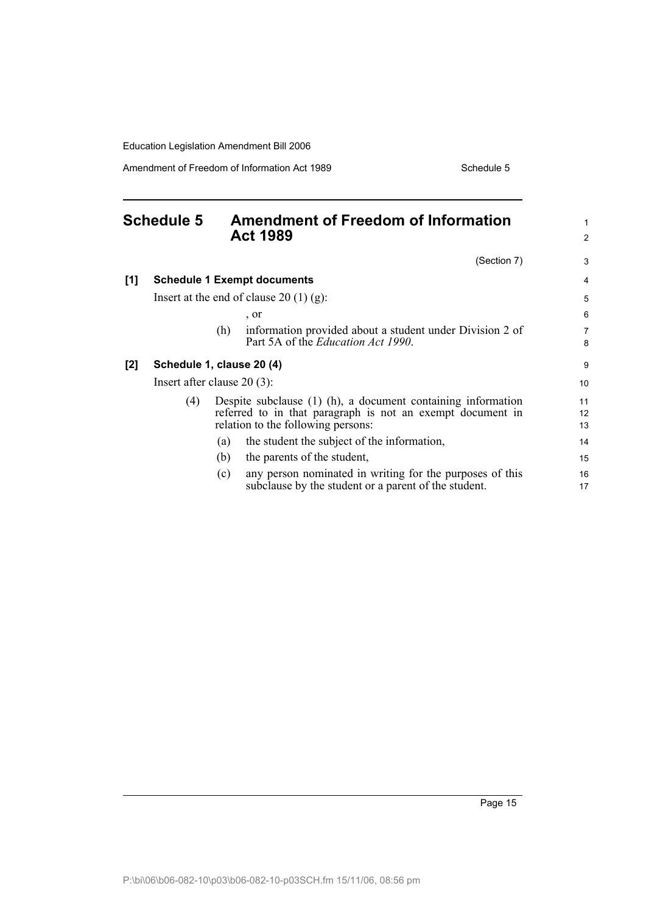## Schedule 5 Amendment of Freedom of Information Act 1989

(Section 7)

**[1] Schedule 1 Exempt documents**

Insert at the end of clause 20 (1) (g):

, or

(h) information provided about a student under Division 2 of Part 5A of the *Education Act 1990*.

**[2] Schedule 1, clause 20 (4)**

Insert after clause 20 (3):

(4) Despite subclause (1) (h), a document containing information referred to in that paragraph is not an exempt document in relation to the following persons:

(a) the student the subject of the information,

(b) the parents of the student,

(c) any person nominated in writing for the purposes of this subclause by the student or a parent of the student.